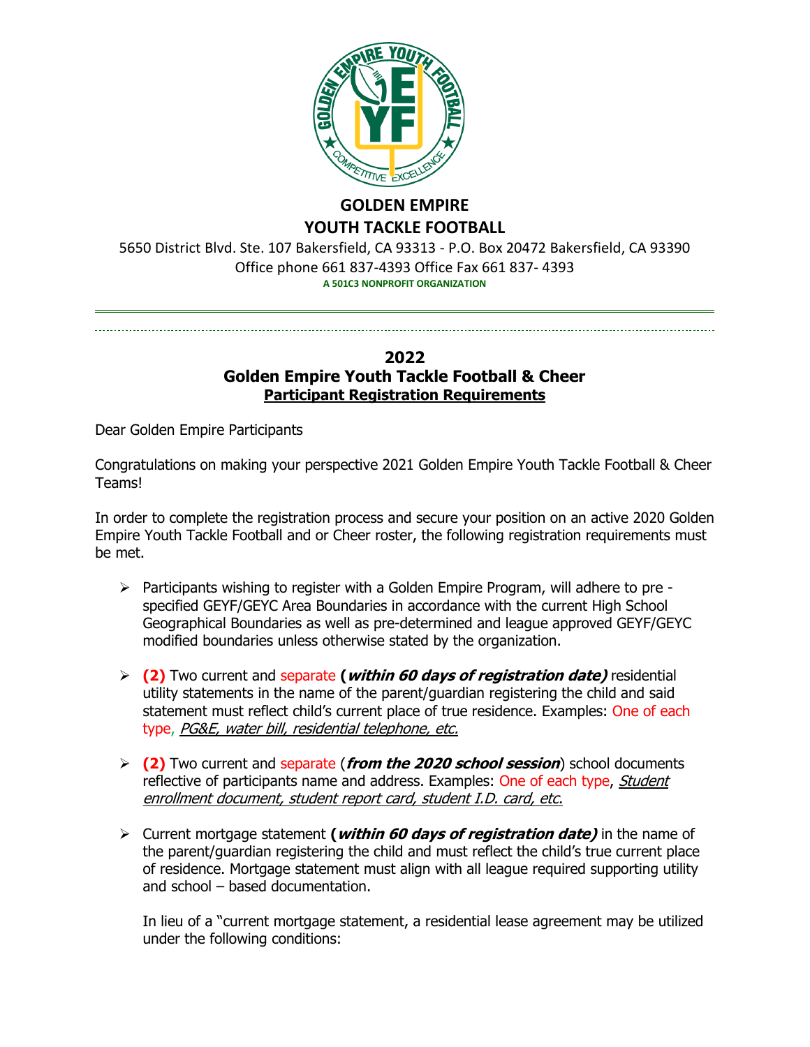# GOLDEN EMPIRE
# YOUTH TACKLE FOOTBALL

5650 District Blvd. Ste. 107 Bakersfield, CA 93313 - P.O. Box 20472 Bakersfield, CA 93390
Office phone 661 837-4393 Office Fax 661 837- 4393

**A 501C3 NONPROFIT ORGANIZATION**

---

## 2022
## Golden Empire Youth Tackle Football & Cheer
### Participant Registration Requirements

Dear Golden Empire Participants

Congratulations on making your perspective 2021 Golden Empire Youth Tackle Football & Cheer Teams!

In order to complete the registration process and secure your position on an active 2020 Golden Empire Youth Tackle Football and or Cheer roster, the following registration requirements must be met.

- Participants wishing to register with a Golden Empire Program, will adhere to pre - specified GEYF/GEYC Area Boundaries in accordance with the current High School Geographical Boundaries as well as pre-determined and league approved GEYF/GEYC modified boundaries unless otherwise stated by the organization.

- **(2)** Two current and separate **(*within 60 days of registration date)*** residential utility statements in the name of the parent/guardian registering the child and said statement must reflect child's current place of true residence. Examples: One of each type, *PG&E, water bill, residential telephone, etc.*

- **(2)** Two current and separate (***from the 2020 school session***) school documents reflective of participants name and address. Examples: One of each type, *Student enrollment document, student report card, student I.D. card, etc.*

- Current mortgage statement **(*within 60 days of registration date)*** in the name of the parent/guardian registering the child and must reflect the child's true current place of residence. Mortgage statement must align with all league required supporting utility and school – based documentation.

  In lieu of a "current mortgage statement, a residential lease agreement may be utilized under the following conditions: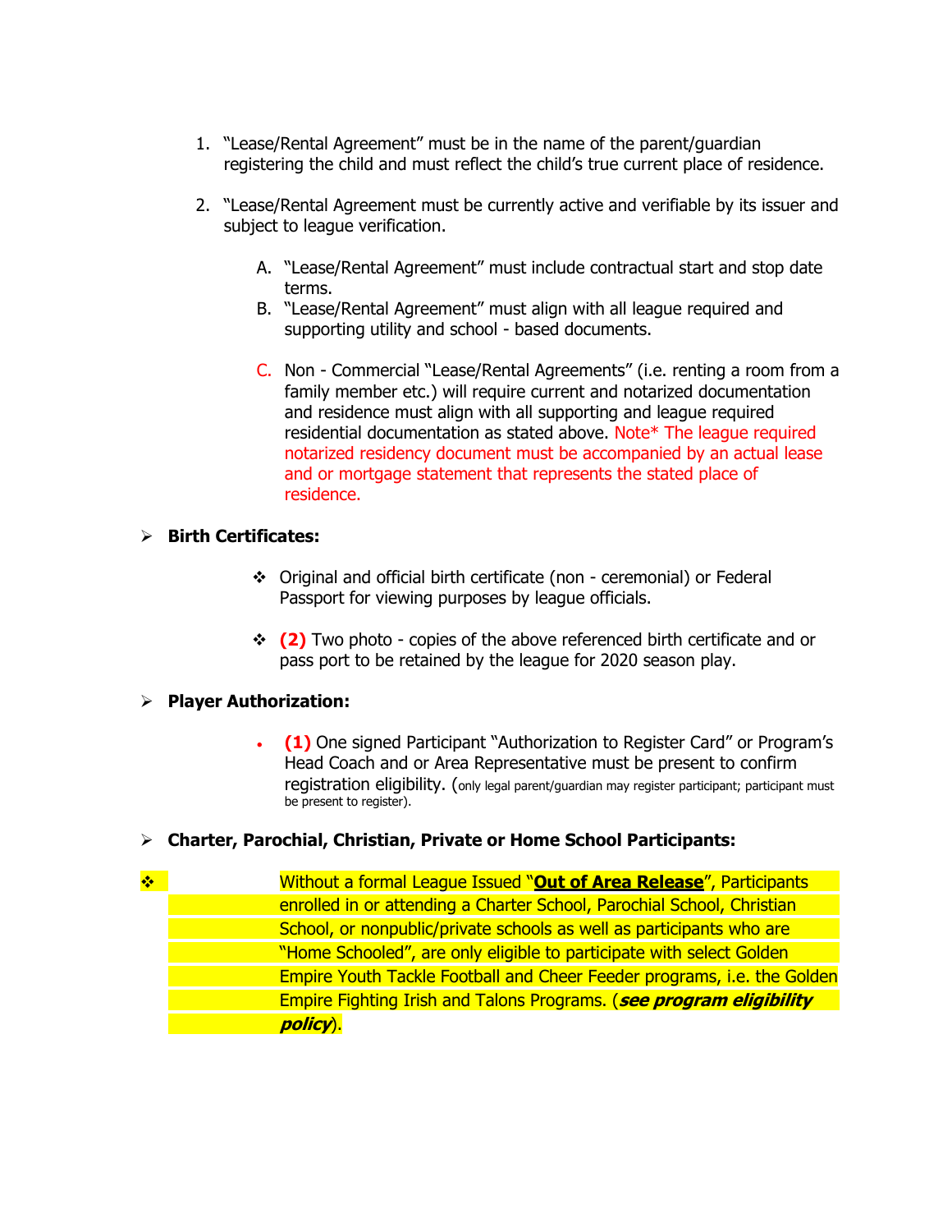1. "Lease/Rental Agreement" must be in the name of the parent/guardian registering the child and must reflect the child's true current place of residence.

2. "Lease/Rental Agreement must be currently active and verifiable by its issuer and subject to league verification.

   A. "Lease/Rental Agreement" must include contractual start and stop date terms.
   B. "Lease/Rental Agreement" must align with all league required and supporting utility and school - based documents.

   C. Non - Commercial "Lease/Rental Agreements" (i.e. renting a room from a family member etc.) will require current and notarized documentation and residence must align with all supporting and league required residential documentation as stated above. Note* The league required notarized residency document must be accompanied by an actual lease and or mortgage statement that represents the stated place of residence.

- **Birth Certificates:**

  - Original and official birth certificate (non - ceremonial) or Federal Passport for viewing purposes by league officials.

  - **(2)** Two photo - copies of the above referenced birth certificate and or pass port to be retained by the league for 2020 season play.

- **Player Authorization:**

  - **(1)** One signed Participant "Authorization to Register Card" or Program's Head Coach and or Area Representative must be present to confirm registration eligibility. (only legal parent/guardian may register participant; participant must be present to register).

- **Charter, Parochial, Christian, Private or Home School Participants:**

  - Without a formal League Issued "**Out of Area Release**", Participants enrolled in or attending a Charter School, Parochial School, Christian School, or nonpublic/private schools as well as participants who are "Home Schooled", are only eligible to participate with select Golden Empire Youth Tackle Football and Cheer Feeder programs, i.e. the Golden Empire Fighting Irish and Talons Programs. (***see program eligibility policy***).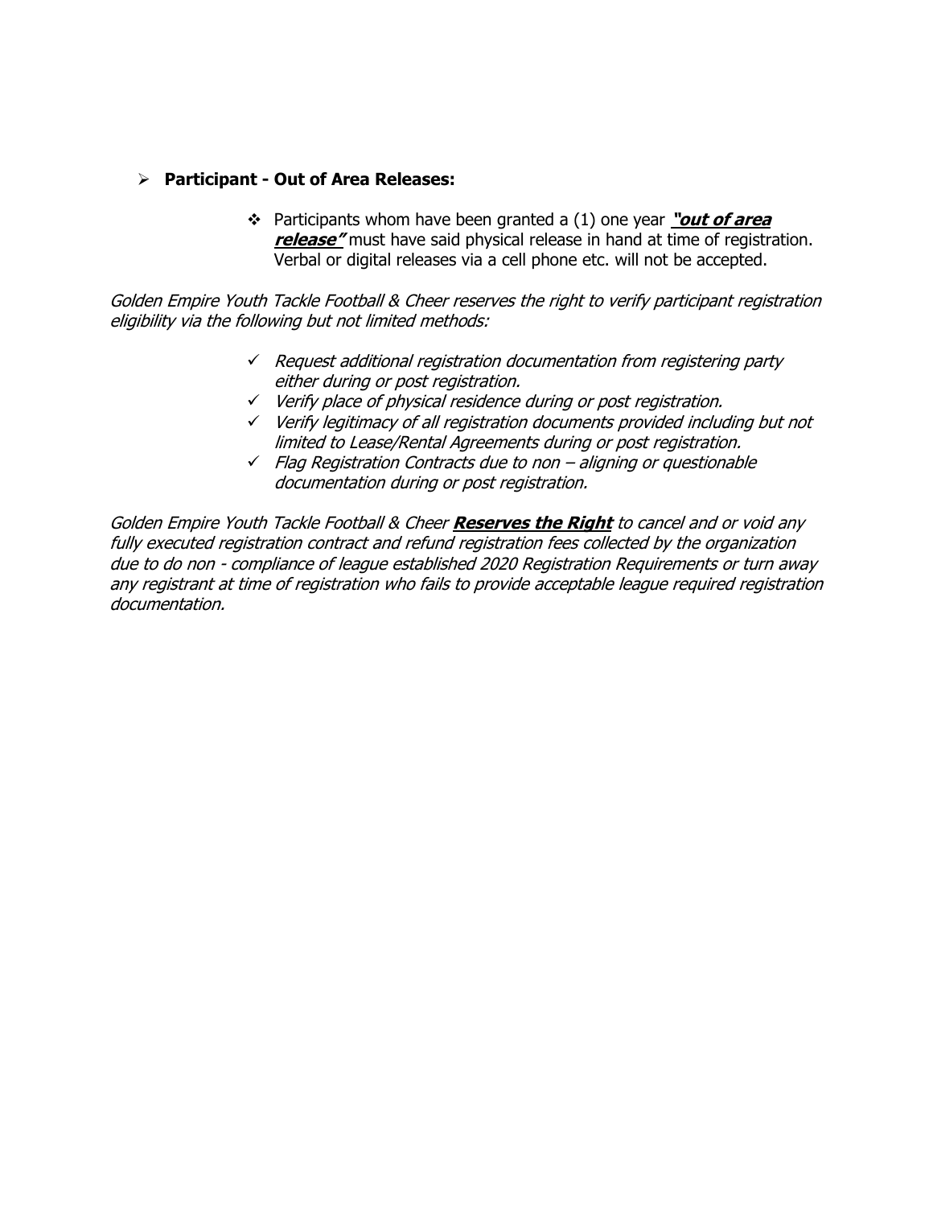- **Participant - Out of Area Releases:**

  - Participants whom have been granted a (1) one year ***"out of area release"*** must have said physical release in hand at time of registration. Verbal or digital releases via a cell phone etc. will not be accepted.

*Golden Empire Youth Tackle Football & Cheer reserves the right to verify participant registration eligibility via the following but not limited methods:*

- ✓ *Request additional registration documentation from registering party either during or post registration.*
- ✓ *Verify place of physical residence during or post registration.*
- ✓ *Verify legitimacy of all registration documents provided including but not limited to Lease/Rental Agreements during or post registration.*
- ✓ *Flag Registration Contracts due to non – aligning or questionable documentation during or post registration.*

*Golden Empire Youth Tackle Football & Cheer* ***Reserves the Right*** *to cancel and or void any fully executed registration contract and refund registration fees collected by the organization due to do non - compliance of league established 2020 Registration Requirements or turn away any registrant at time of registration who fails to provide acceptable league required registration documentation.*